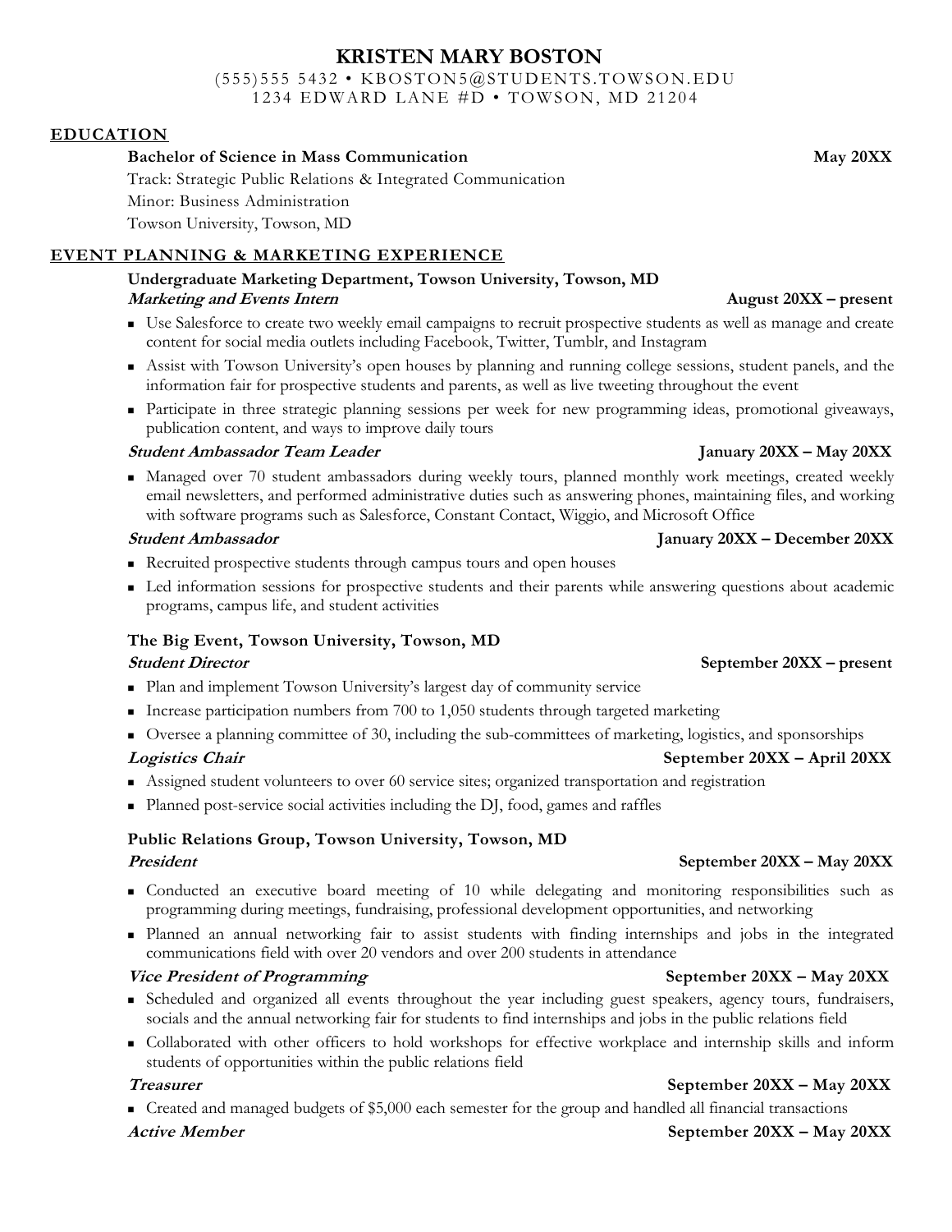# KRISTEN MARY BOSTON

(555)555 5432 • KBOSTON5@STUDENTS.TOWSON.EDU
1234 EDWARD LANE #D • TOWSON, MD 21204

## EDUCATION

**Bachelor of Science in Mass Communication** **May 20XX**
Track: Strategic Public Relations & Integrated Communication
Minor: Business Administration
Towson University, Towson, MD

## EVENT PLANNING & MARKETING EXPERIENCE

**Undergraduate Marketing Department, Towson University, Towson, MD**

***Marketing and Events Intern*** **August 20XX – present**

- Use Salesforce to create two weekly email campaigns to recruit prospective students as well as manage and create content for social media outlets including Facebook, Twitter, Tumblr, and Instagram
- Assist with Towson University's open houses by planning and running college sessions, student panels, and the information fair for prospective students and parents, as well as live tweeting throughout the event
- Participate in three strategic planning sessions per week for new programming ideas, promotional giveaways, publication content, and ways to improve daily tours

***Student Ambassador Team Leader*** **January 20XX – May 20XX**

- Managed over 70 student ambassadors during weekly tours, planned monthly work meetings, created weekly email newsletters, and performed administrative duties such as answering phones, maintaining files, and working with software programs such as Salesforce, Constant Contact, Wiggio, and Microsoft Office

***Student Ambassador*** **January 20XX – December 20XX**

- Recruited prospective students through campus tours and open houses
- Led information sessions for prospective students and their parents while answering questions about academic programs, campus life, and student activities

**The Big Event, Towson University, Towson, MD**

***Student Director*** **September 20XX – present**

- Plan and implement Towson University's largest day of community service
- Increase participation numbers from 700 to 1,050 students through targeted marketing
- Oversee a planning committee of 30, including the sub-committees of marketing, logistics, and sponsorships

***Logistics Chair*** **September 20XX – April 20XX**

- Assigned student volunteers to over 60 service sites; organized transportation and registration
- Planned post-service social activities including the DJ, food, games and raffles

**Public Relations Group, Towson University, Towson, MD**

***President*** **September 20XX – May 20XX**

- Conducted an executive board meeting of 10 while delegating and monitoring responsibilities such as programming during meetings, fundraising, professional development opportunities, and networking
- Planned an annual networking fair to assist students with finding internships and jobs in the integrated communications field with over 20 vendors and over 200 students in attendance

***Vice President of Programming*** **September 20XX – May 20XX**

- Scheduled and organized all events throughout the year including guest speakers, agency tours, fundraisers, socials and the annual networking fair for students to find internships and jobs in the public relations field
- Collaborated with other officers to hold workshops for effective workplace and internship skills and inform students of opportunities within the public relations field

***Treasurer*** **September 20XX – May 20XX**

- Created and managed budgets of $5,000 each semester for the group and handled all financial transactions

***Active Member*** **September 20XX – May 20XX**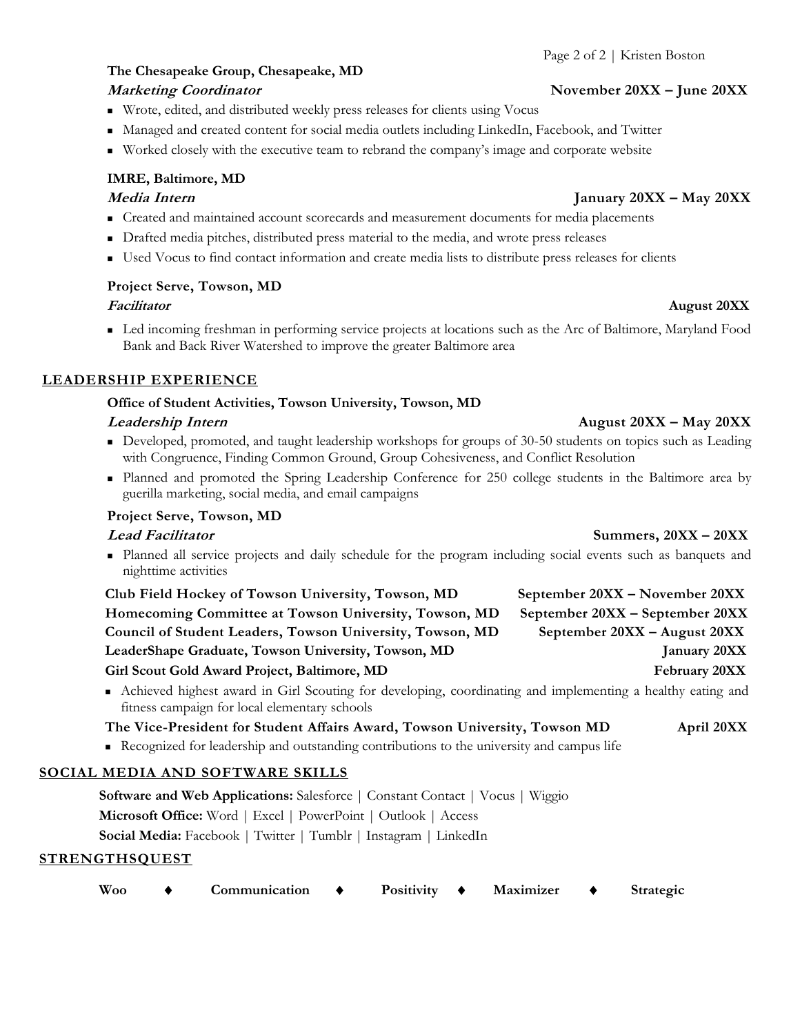**The Chesapeake Group, Chesapeake, MD**

***Marketing Coordinator*** **November 20XX – June 20XX**

- Wrote, edited, and distributed weekly press releases for clients using Vocus
- Managed and created content for social media outlets including LinkedIn, Facebook, and Twitter
- Worked closely with the executive team to rebrand the company's image and corporate website

**IMRE, Baltimore, MD**

***Media Intern*** **January 20XX – May 20XX**

- Created and maintained account scorecards and measurement documents for media placements
- Drafted media pitches, distributed press material to the media, and wrote press releases
- Used Vocus to find contact information and create media lists to distribute press releases for clients

**Project Serve, Towson, MD**

***Facilitator*** **August 20XX**

- Led incoming freshman in performing service projects at locations such as the Arc of Baltimore, Maryland Food Bank and Back River Watershed to improve the greater Baltimore area

## LEADERSHIP EXPERIENCE

**Office of Student Activities, Towson University, Towson, MD**

***Leadership Intern*** **August 20XX – May 20XX**

- Developed, promoted, and taught leadership workshops for groups of 30-50 students on topics such as Leading with Congruence, Finding Common Ground, Group Cohesiveness, and Conflict Resolution
- Planned and promoted the Spring Leadership Conference for 250 college students in the Baltimore area by guerilla marketing, social media, and email campaigns

**Project Serve, Towson, MD**

***Lead Facilitator*** **Summers, 20XX – 20XX**

- Planned all service projects and daily schedule for the program including social events such as banquets and nighttime activities

**Club Field Hockey of Towson University, Towson, MD** **September 20XX – November 20XX**

**Homecoming Committee at Towson University, Towson, MD** **September 20XX – September 20XX**

**Council of Student Leaders, Towson University, Towson, MD** **September 20XX – August 20XX**

**LeaderShape Graduate, Towson University, Towson, MD** **January 20XX**

**Girl Scout Gold Award Project, Baltimore, MD** **February 20XX**

- Achieved highest award in Girl Scouting for developing, coordinating and implementing a healthy eating and fitness campaign for local elementary schools

**The Vice-President for Student Affairs Award, Towson University, Towson MD** **April 20XX**

- Recognized for leadership and outstanding contributions to the university and campus life

## SOCIAL MEDIA AND SOFTWARE SKILLS

**Software and Web Applications:** Salesforce | Constant Contact | Vocus | Wiggio

**Microsoft Office:** Word | Excel | PowerPoint | Outlook | Access

**Social Media:** Facebook | Twitter | Tumblr | Instagram | LinkedIn

## STRENGTHSQUEST

**Woo** ♦ **Communication** ♦ **Positivity** ♦ **Maximizer** ♦ **Strategic**